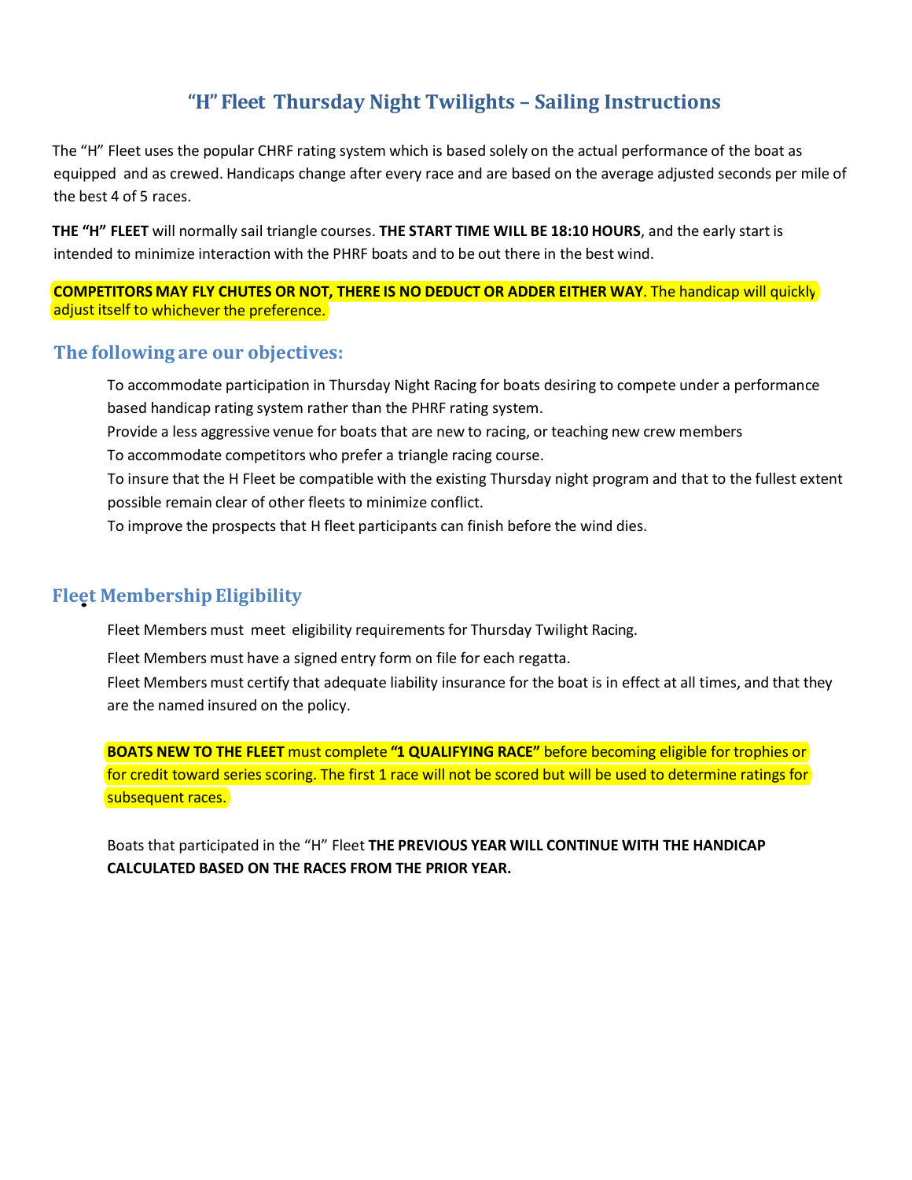# "H" Fleet Thursday Night Twilights – Sailing Instructions

The "H" Fleet uses the popular CHRF rating system which is based solely on the actual performance of the boat as equipped and as crewed. Handicaps change after every race and are based on the average adjusted seconds per mile of the best 4 of 5 races.

**THE "H" FLEET** will normally sail triangle courses. **THE START TIME WILL BE 18:10 HOURS**, and the early start is intended to minimize interaction with the PHRF boats and to be out there in the best wind.

**COMPETITORS MAY FLY CHUTES OR NOT, THERE IS NO DEDUCT OR ADDER EITHER WAY**. The handicap will quickly adjust itself to whichever the preference.

## The following are our objectives:

To accommodate participation in Thursday Night Racing for boats desiring to compete under a performance based handicap rating system rather than the PHRF rating system.

Provide a less aggressive venue for boats that are new to racing, or teaching new crew members

To accommodate competitors who prefer a triangle racing course.

To insure that the H Fleet be compatible with the existing Thursday night program and that to the fullest extent possible remain clear of other fleets to minimize conflict.

To improve the prospects that H fleet participants can finish before the wind dies.

## Fleet Membership Eligibility

Fleet Members must meet eligibility requirements for Thursday Twilight Racing.

Fleet Members must have a signed entry form on file for each regatta.

Fleet Members must certify that adequate liability insurance for the boat is in effect at all times, and that they are the named insured on the policy.

**BOATS NEW TO THE FLEET** must complete **"1 QUALIFYING RACE"** before becoming eligible for trophies or for credit toward series scoring. The first 1 race will not be scored but will be used to determine ratings for subsequent races.

Boats that participated in the "H" Fleet **THE PREVIOUS YEAR WILL CONTINUE WITH THE HANDICAP CALCULATED BASED ON THE RACES FROM THE PRIOR YEAR.**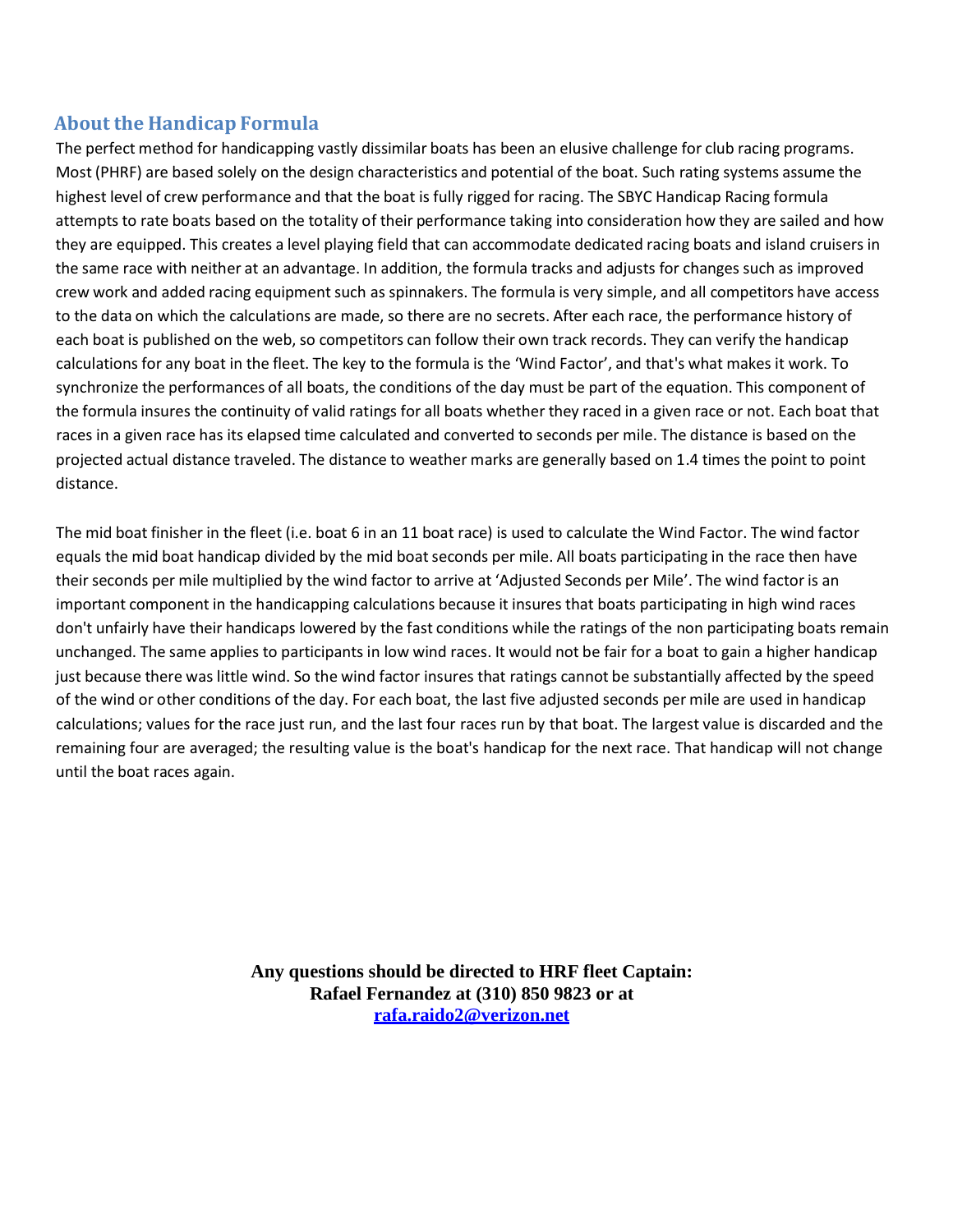## About the Handicap Formula

The perfect method for handicapping vastly dissimilar boats has been an elusive challenge for club racing programs. Most (PHRF) are based solely on the design characteristics and potential of the boat. Such rating systems assume the highest level of crew performance and that the boat is fully rigged for racing. The SBYC Handicap Racing formula attempts to rate boats based on the totality of their performance taking into consideration how they are sailed and how they are equipped. This creates a level playing field that can accommodate dedicated racing boats and island cruisers in the same race with neither at an advantage. In addition, the formula tracks and adjusts for changes such as improved crew work and added racing equipment such as spinnakers. The formula is very simple, and all competitors have access to the data on which the calculations are made, so there are no secrets. After each race, the performance history of each boat is published on the web, so competitors can follow their own track records. They can verify the handicap calculations for any boat in the fleet. The key to the formula is the 'Wind Factor', and that's what makes it work. To synchronize the performances of all boats, the conditions of the day must be part of the equation. This component of the formula insures the continuity of valid ratings for all boats whether they raced in a given race or not. Each boat that races in a given race has its elapsed time calculated and converted to seconds per mile. The distance is based on the projected actual distance traveled. The distance to weather marks are generally based on 1.4 times the point to point distance.

The mid boat finisher in the fleet (i.e. boat 6 in an 11 boat race) is used to calculate the Wind Factor. The wind factor equals the mid boat handicap divided by the mid boat seconds per mile. All boats participating in the race then have their seconds per mile multiplied by the wind factor to arrive at 'Adjusted Seconds per Mile'. The wind factor is an important component in the handicapping calculations because it insures that boats participating in high wind races don't unfairly have their handicaps lowered by the fast conditions while the ratings of the non participating boats remain unchanged. The same applies to participants in low wind races. It would not be fair for a boat to gain a higher handicap just because there was little wind. So the wind factor insures that ratings cannot be substantially affected by the speed of the wind or other conditions of the day. For each boat, the last five adjusted seconds per mile are used in handicap calculations; values for the race just run, and the last four races run by that boat. The largest value is discarded and the remaining four are averaged; the resulting value is the boat's handicap for the next race. That handicap will not change until the boat races again.

**Any questions should be directed to HRF fleet Captain:**
**Rafael Fernandez at (310) 850 9823 or at**
**rafa.raido2@verizon.net**